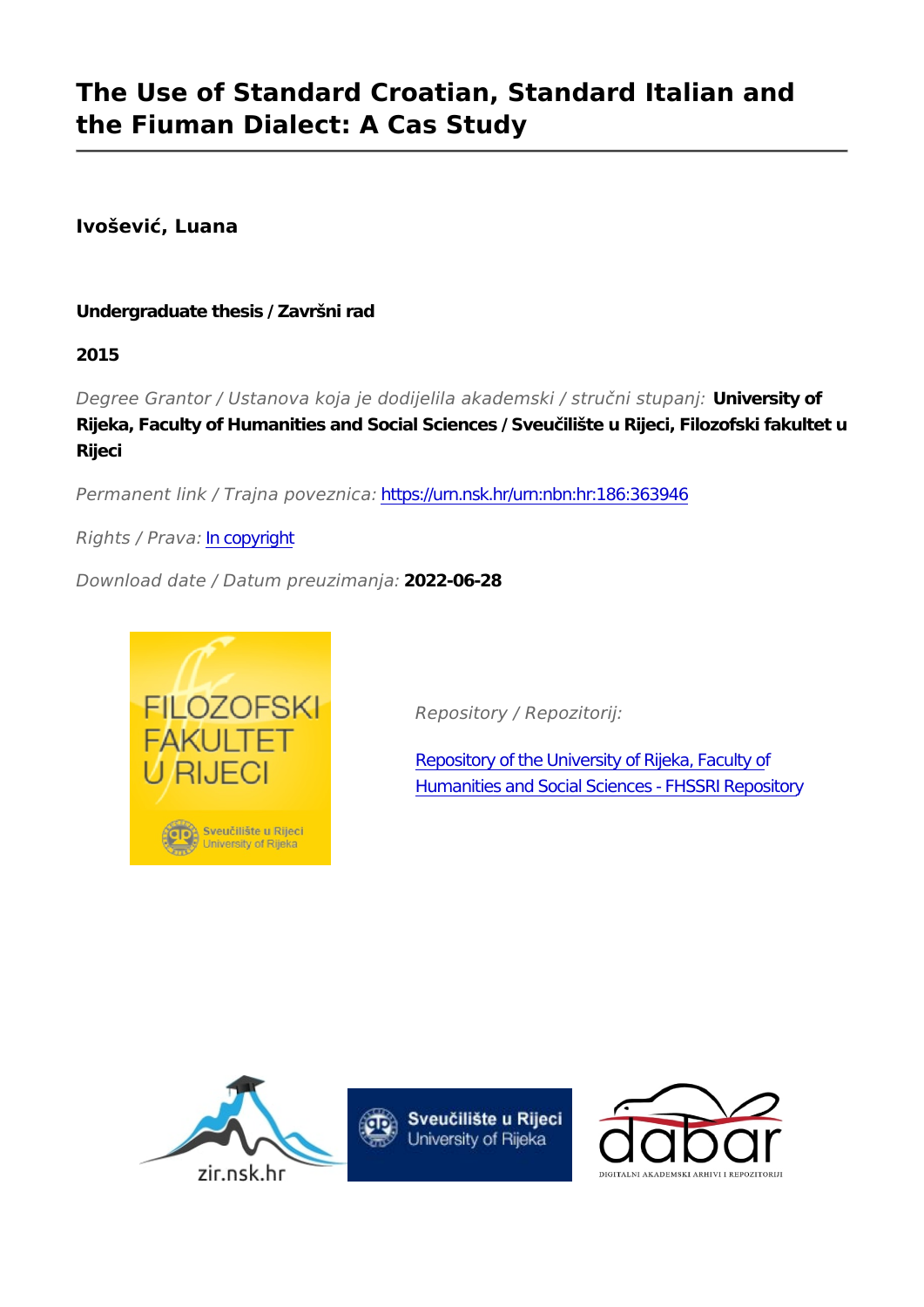# The Use of Standard Croatian, Standard Italian and the Fiuman Dialect: A Cas Study

**Ivošević, Luana**

**Undergraduate thesis / Završni rad**

**2015**

*Degree Grantor / Ustanova koja je dodijelila akademski / stručni stupanj:* **University of Rijeka, Faculty of Humanities and Social Sciences / Sveučilište u Rijeci, Filozofski fakultet u Rijeci**

*Permanent link / Trajna poveznica:* https://urn.nsk.hr/urn:nbn:hr:186:363946

*Rights / Prava:* In copyright

*Download date / Datum preuzimanja:* **2022-06-28**

*Repository / Repozitorij:*

Repository of the University of Rijeka, Faculty of Humanities and Social Sciences - FHSSRI Repository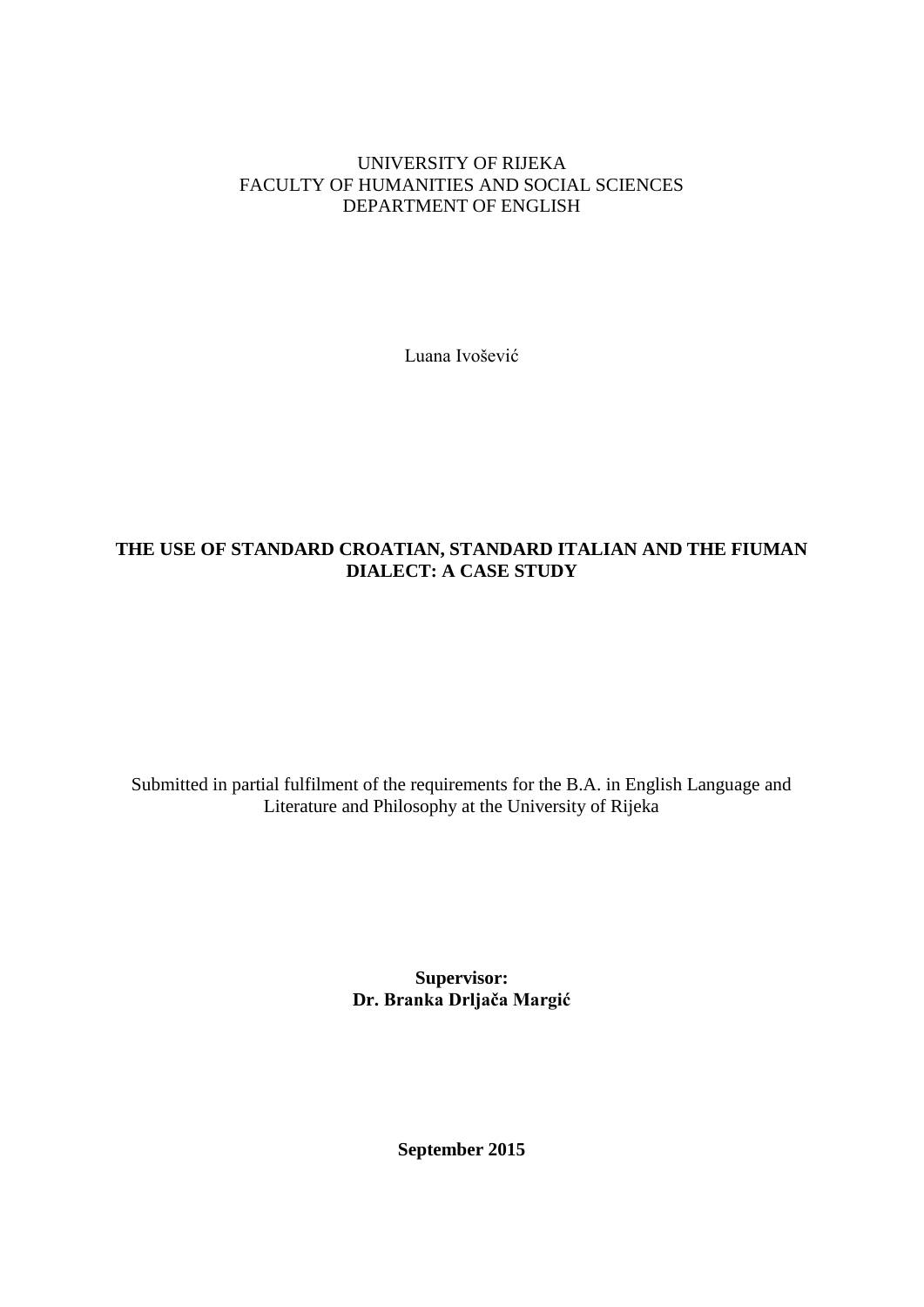UNIVERSITY OF RIJEKA
FACULTY OF HUMANITIES AND SOCIAL SCIENCES
DEPARTMENT OF ENGLISH

Luana Ivošević

# THE USE OF STANDARD CROATIAN, STANDARD ITALIAN AND THE FIUMAN DIALECT: A CASE STUDY

Submitted in partial fulfilment of the requirements for the B.A. in English Language and Literature and Philosophy at the University of Rijeka

**Supervisor:**
**Dr. Branka Drljača Margić**

**September 2015**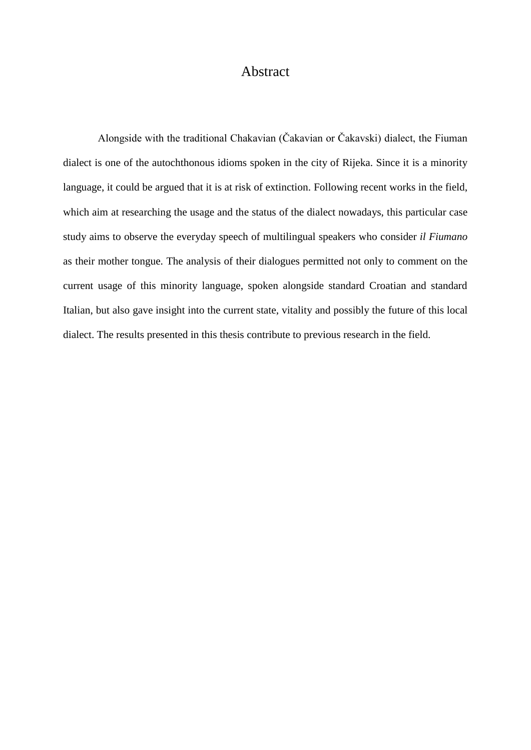# Abstract

Alongside with the traditional Chakavian (Čakavian or Čakavski) dialect, the Fiuman dialect is one of the autochthonous idioms spoken in the city of Rijeka. Since it is a minority language, it could be argued that it is at risk of extinction. Following recent works in the field, which aim at researching the usage and the status of the dialect nowadays, this particular case study aims to observe the everyday speech of multilingual speakers who consider *il Fiumano* as their mother tongue. The analysis of their dialogues permitted not only to comment on the current usage of this minority language, spoken alongside standard Croatian and standard Italian, but also gave insight into the current state, vitality and possibly the future of this local dialect. The results presented in this thesis contribute to previous research in the field.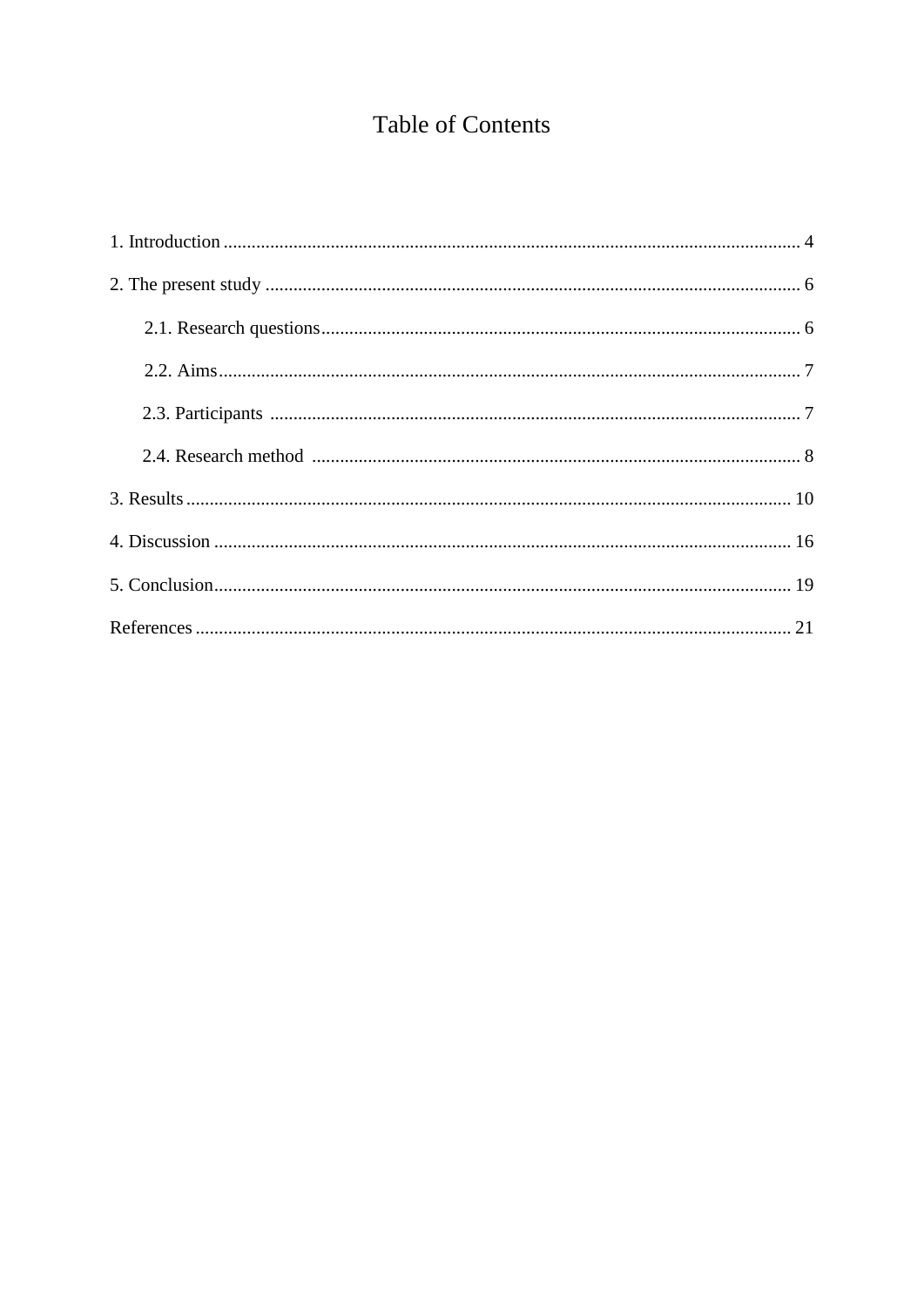# Table of Contents

1. Introduction .......... 4

2. The present study .......... 6

    2.1. Research questions .......... 6

    2.2. Aims .......... 7

    2.3. Participants .......... 7

    2.4. Research method .......... 8

3. Results .......... 10

4. Discussion .......... 16

5. Conclusion .......... 19

References .......... 21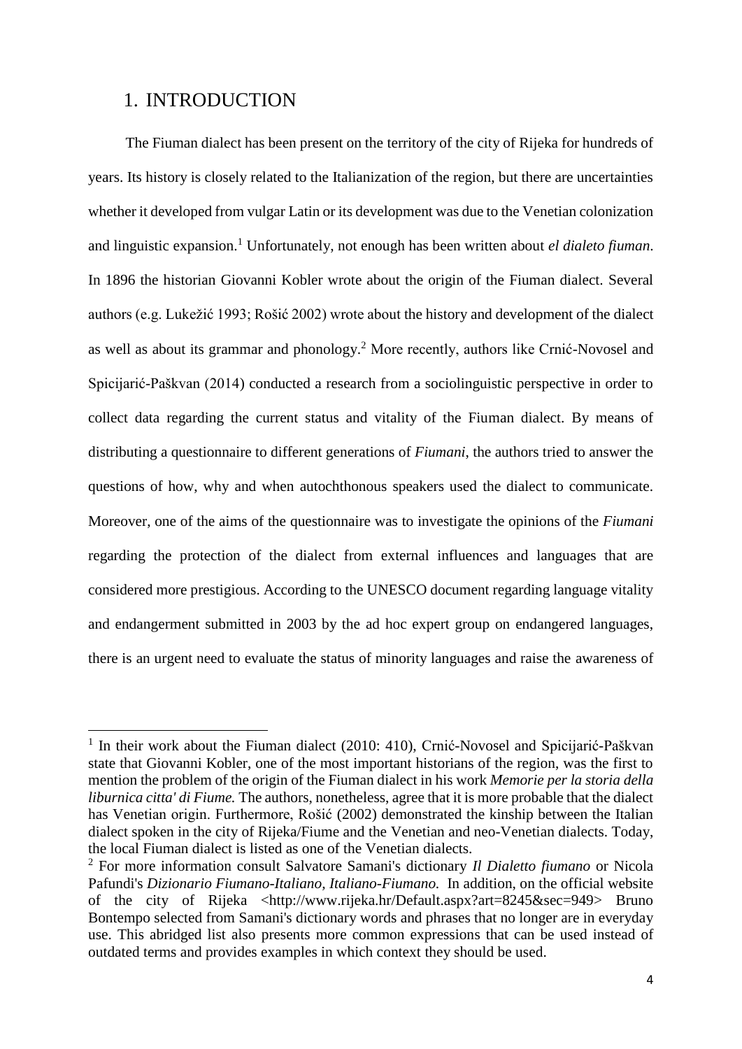# 1. INTRODUCTION

The Fiuman dialect has been present on the territory of the city of Rijeka for hundreds of years. Its history is closely related to the Italianization of the region, but there are uncertainties whether it developed from vulgar Latin or its development was due to the Venetian colonization and linguistic expansion.[1] Unfortunately, not enough has been written about *el dialeto fiuman*. In 1896 the historian Giovanni Kobler wrote about the origin of the Fiuman dialect. Several authors (e.g. Lukežić 1993; Rošić 2002) wrote about the history and development of the dialect as well as about its grammar and phonology.[2] More recently, authors like Crnić-Novosel and Spicijarić-Paškvan (2014) conducted a research from a sociolinguistic perspective in order to collect data regarding the current status and vitality of the Fiuman dialect. By means of distributing a questionnaire to different generations of *Fiumani*, the authors tried to answer the questions of how, why and when autochthonous speakers used the dialect to communicate. Moreover, one of the aims of the questionnaire was to investigate the opinions of the *Fiumani* regarding the protection of the dialect from external influences and languages that are considered more prestigious. According to the UNESCO document regarding language vitality and endangerment submitted in 2003 by the ad hoc expert group on endangered languages, there is an urgent need to evaluate the status of minority languages and raise the awareness of

---

[1] In their work about the Fiuman dialect (2010: 410), Crnić-Novosel and Spicijarić-Paškvan state that Giovanni Kobler, one of the most important historians of the region, was the first to mention the problem of the origin of the Fiuman dialect in his work *Memorie per la storia della liburnica citta' di Fiume.* The authors, nonetheless, agree that it is more probable that the dialect has Venetian origin. Furthermore, Rošić (2002) demonstrated the kinship between the Italian dialect spoken in the city of Rijeka/Fiume and the Venetian and neo-Venetian dialects. Today, the local Fiuman dialect is listed as one of the Venetian dialects.

[2] For more information consult Salvatore Samani's dictionary *Il Dialetto fiumano* or Nicola Pafundi's *Dizionario Fiumano-Italiano, Italiano-Fiumano.* In addition, on the official website of the city of Rijeka <http://www.rijeka.hr/Default.aspx?art=8245&sec=949> Bruno Bontempo selected from Samani's dictionary words and phrases that no longer are in everyday use. This abridged list also presents more common expressions that can be used instead of outdated terms and provides examples in which context they should be used.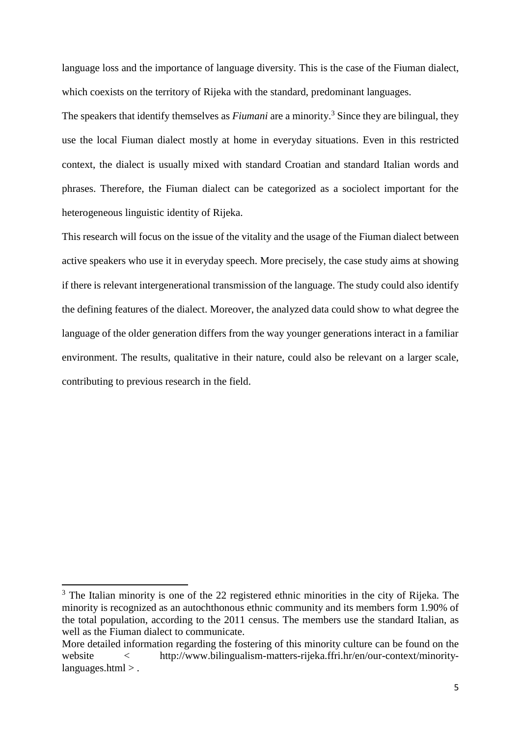language loss and the importance of language diversity. This is the case of the Fiuman dialect, which coexists on the territory of Rijeka with the standard, predominant languages.

The speakers that identify themselves as *Fiumani* are a minority.[3] Since they are bilingual, they use the local Fiuman dialect mostly at home in everyday situations. Even in this restricted context, the dialect is usually mixed with standard Croatian and standard Italian words and phrases. Therefore, the Fiuman dialect can be categorized as a sociolect important for the heterogeneous linguistic identity of Rijeka.

This research will focus on the issue of the vitality and the usage of the Fiuman dialect between active speakers who use it in everyday speech. More precisely, the case study aims at showing if there is relevant intergenerational transmission of the language. The study could also identify the defining features of the dialect. Moreover, the analyzed data could show to what degree the language of the older generation differs from the way younger generations interact in a familiar environment. The results, qualitative in their nature, could also be relevant on a larger scale, contributing to previous research in the field.

---

[3] The Italian minority is one of the 22 registered ethnic minorities in the city of Rijeka. The minority is recognized as an autochthonous ethnic community and its members form 1.90% of the total population, according to the 2011 census. The members use the standard Italian, as well as the Fiuman dialect to communicate.
More detailed information regarding the fostering of this minority culture can be found on the website < http://www.bilingualism-matters-rijeka.ffri.hr/en/our-context/minority-languages.html > .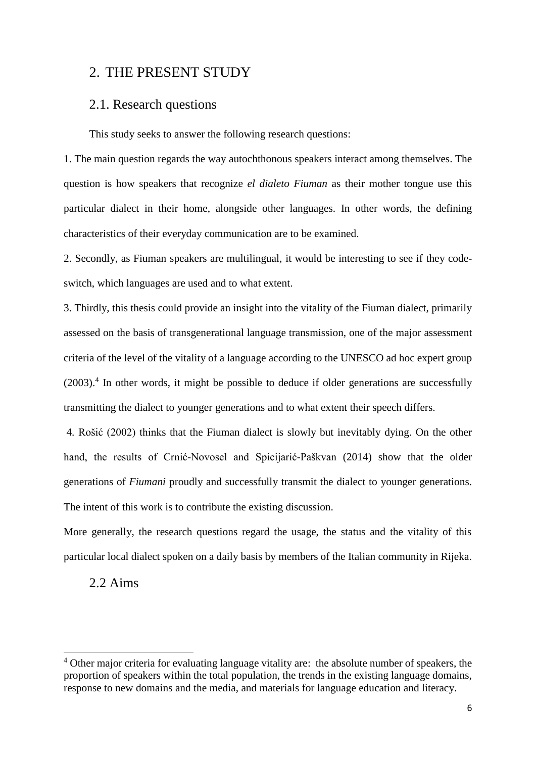# 2. THE PRESENT STUDY

## 2.1. Research questions

This study seeks to answer the following research questions:

1. The main question regards the way autochthonous speakers interact among themselves. The question is how speakers that recognize *el dialeto Fiuman* as their mother tongue use this particular dialect in their home, alongside other languages. In other words, the defining characteristics of their everyday communication are to be examined.

2. Secondly, as Fiuman speakers are multilingual, it would be interesting to see if they code-switch, which languages are used and to what extent.

3. Thirdly, this thesis could provide an insight into the vitality of the Fiuman dialect, primarily assessed on the basis of transgenerational language transmission, one of the major assessment criteria of the level of the vitality of a language according to the UNESCO ad hoc expert group (2003).[4] In other words, it might be possible to deduce if older generations are successfully transmitting the dialect to younger generations and to what extent their speech differs.

4. Rošić (2002) thinks that the Fiuman dialect is slowly but inevitably dying. On the other hand, the results of Crnić-Novosel and Spicijarić-Paškvan (2014) show that the older generations of *Fiumani* proudly and successfully transmit the dialect to younger generations. The intent of this work is to contribute the existing discussion.

More generally, the research questions regard the usage, the status and the vitality of this particular local dialect spoken on a daily basis by members of the Italian community in Rijeka.

## 2.2 Aims

[4] Other major criteria for evaluating language vitality are: the absolute number of speakers, the proportion of speakers within the total population, the trends in the existing language domains, response to new domains and the media, and materials for language education and literacy.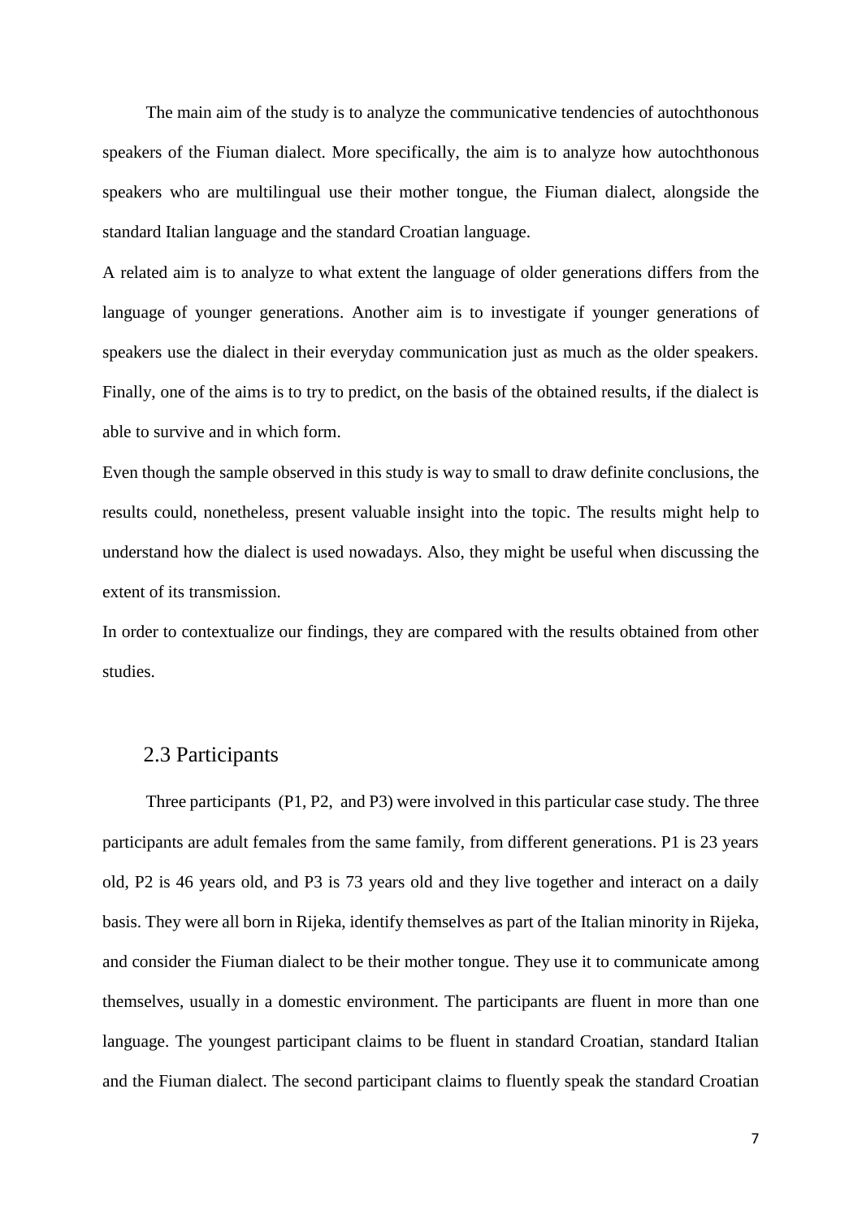The main aim of the study is to analyze the communicative tendencies of autochthonous speakers of the Fiuman dialect. More specifically, the aim is to analyze how autochthonous speakers who are multilingual use their mother tongue, the Fiuman dialect, alongside the standard Italian language and the standard Croatian language.

A related aim is to analyze to what extent the language of older generations differs from the language of younger generations. Another aim is to investigate if younger generations of speakers use the dialect in their everyday communication just as much as the older speakers. Finally, one of the aims is to try to predict, on the basis of the obtained results, if the dialect is able to survive and in which form.

Even though the sample observed in this study is way to small to draw definite conclusions, the results could, nonetheless, present valuable insight into the topic. The results might help to understand how the dialect is used nowadays. Also, they might be useful when discussing the extent of its transmission.

In order to contextualize our findings, they are compared with the results obtained from other studies.

## 2.3 Participants

Three participants (P1, P2, and P3) were involved in this particular case study. The three participants are adult females from the same family, from different generations. P1 is 23 years old, P2 is 46 years old, and P3 is 73 years old and they live together and interact on a daily basis. They were all born in Rijeka, identify themselves as part of the Italian minority in Rijeka, and consider the Fiuman dialect to be their mother tongue. They use it to communicate among themselves, usually in a domestic environment. The participants are fluent in more than one language. The youngest participant claims to be fluent in standard Croatian, standard Italian and the Fiuman dialect. The second participant claims to fluently speak the standard Croatian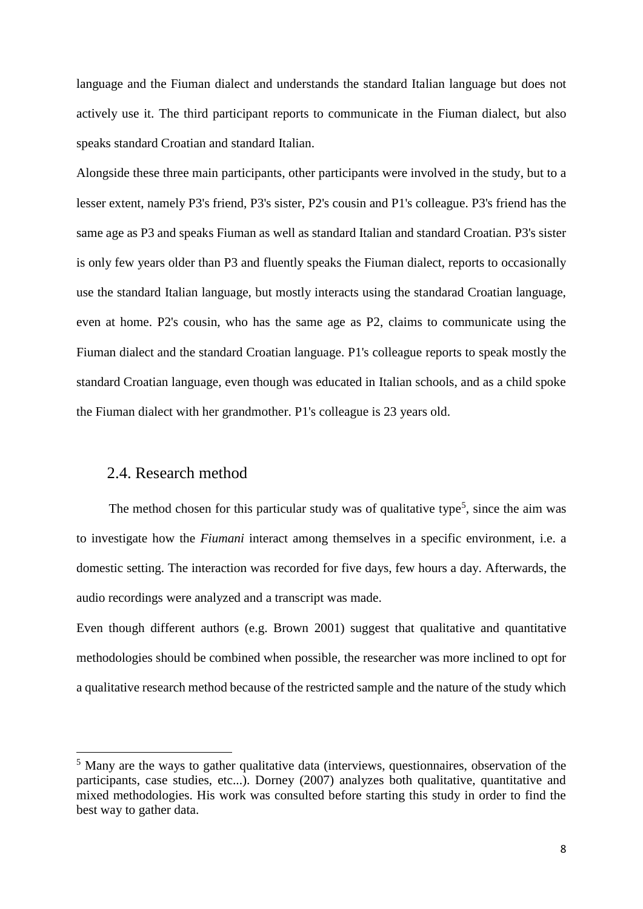language and the Fiuman dialect and understands the standard Italian language but does not actively use it. The third participant reports to communicate in the Fiuman dialect, but also speaks standard Croatian and standard Italian.

Alongside these three main participants, other participants were involved in the study, but to a lesser extent, namely P3's friend, P3's sister, P2's cousin and P1's colleague. P3's friend has the same age as P3 and speaks Fiuman as well as standard Italian and standard Croatian. P3's sister is only few years older than P3 and fluently speaks the Fiuman dialect, reports to occasionally use the standard Italian language, but mostly interacts using the standarad Croatian language, even at home. P2's cousin, who has the same age as P2, claims to communicate using the Fiuman dialect and the standard Croatian language. P1's colleague reports to speak mostly the standard Croatian language, even though was educated in Italian schools, and as a child spoke the Fiuman dialect with her grandmother. P1's colleague is 23 years old.

## 2.4. Research method

The method chosen for this particular study was of qualitative type[5], since the aim was to investigate how the *Fiumani* interact among themselves in a specific environment, i.e. a domestic setting. The interaction was recorded for five days, few hours a day. Afterwards, the audio recordings were analyzed and a transcript was made.

Even though different authors (e.g. Brown 2001) suggest that qualitative and quantitative methodologies should be combined when possible, the researcher was more inclined to opt for a qualitative research method because of the restricted sample and the nature of the study which

[5] Many are the ways to gather qualitative data (interviews, questionnaires, observation of the participants, case studies, etc...). Dorney (2007) analyzes both qualitative, quantitative and mixed methodologies. His work was consulted before starting this study in order to find the best way to gather data.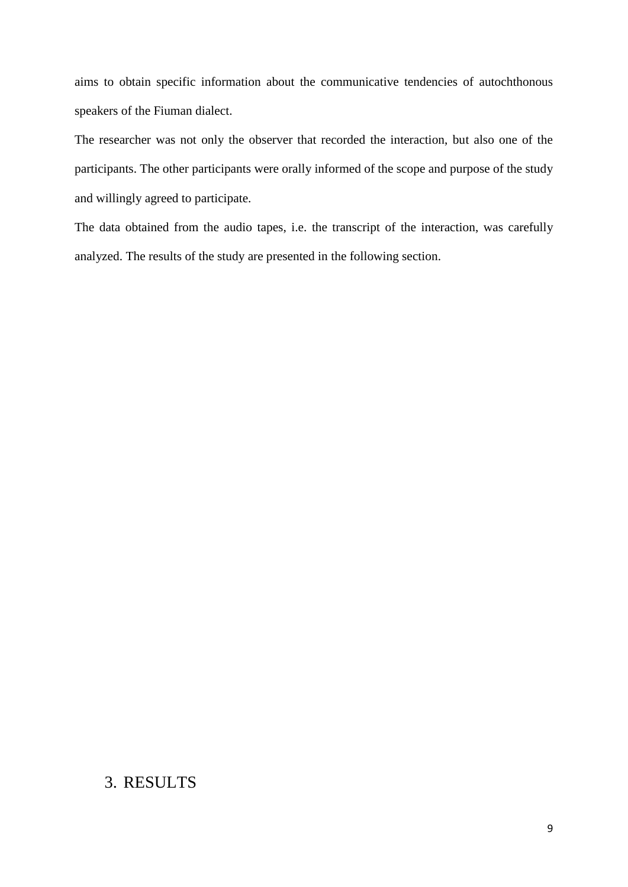aims to obtain specific information about the communicative tendencies of autochthonous speakers of the Fiuman dialect.

The researcher was not only the observer that recorded the interaction, but also one of the participants. The other participants were orally informed of the scope and purpose of the study and willingly agreed to participate.

The data obtained from the audio tapes, i.e. the transcript of the interaction, was carefully analyzed. The results of the study are presented in the following section.

# 3. RESULTS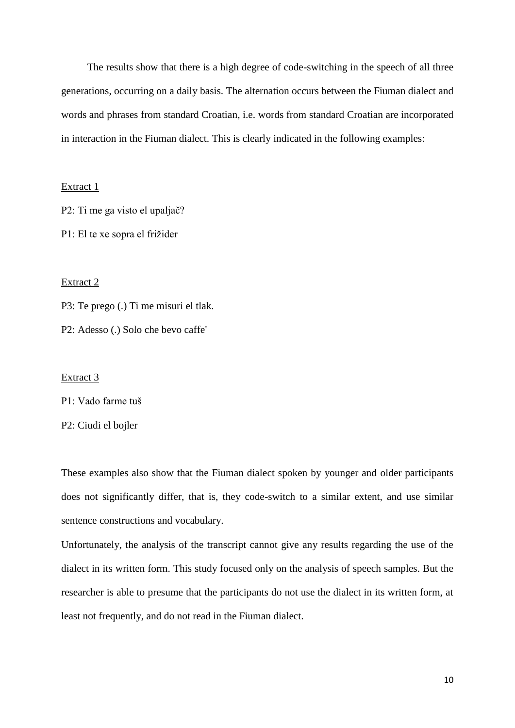The results show that there is a high degree of code-switching in the speech of all three generations, occurring on a daily basis. The alternation occurs between the Fiuman dialect and words and phrases from standard Croatian, i.e. words from standard Croatian are incorporated in interaction in the Fiuman dialect. This is clearly indicated in the following examples:

<u>Extract 1</u>

P2: Ti me ga visto el upaljač?

P1: El te xe sopra el frižider

<u>Extract 2</u>

P3: Te prego (.) Ti me misuri el tlak.

P2: Adesso (.) Solo che bevo caffe'

<u>Extract 3</u>

P1: Vado farme tuš

P2: Ciudi el bojler

These examples also show that the Fiuman dialect spoken by younger and older participants does not significantly differ, that is, they code-switch to a similar extent, and use similar sentence constructions and vocabulary.

Unfortunately, the analysis of the transcript cannot give any results regarding the use of the dialect in its written form. This study focused only on the analysis of speech samples. But the researcher is able to presume that the participants do not use the dialect in its written form, at least not frequently, and do not read in the Fiuman dialect.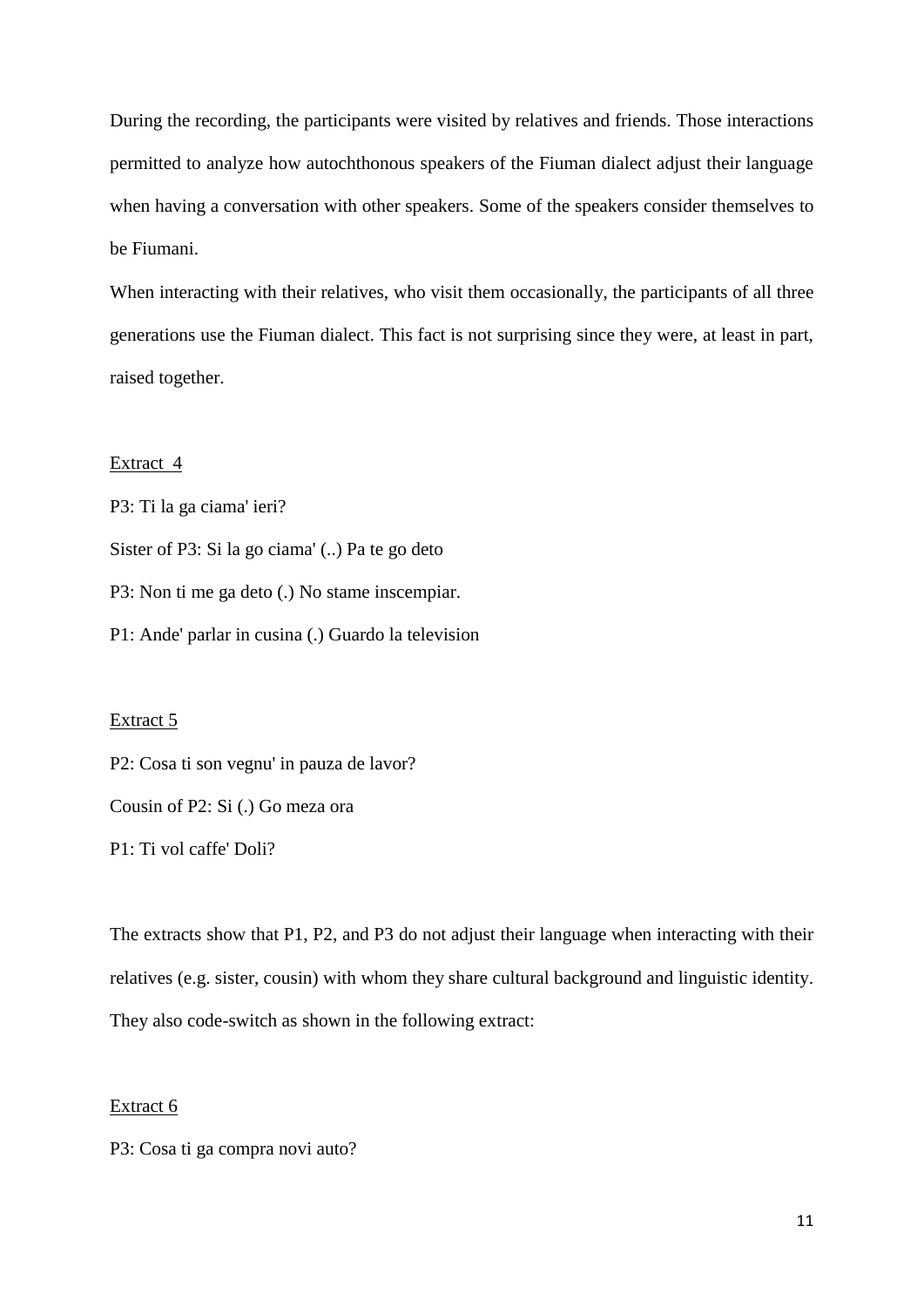During the recording, the participants were visited by relatives and friends. Those interactions permitted to analyze how autochthonous speakers of the Fiuman dialect adjust their language when having a conversation with other speakers. Some of the speakers consider themselves to be Fiumani.

When interacting with their relatives, who visit them occasionally, the participants of all three generations use the Fiuman dialect. This fact is not surprising since they were, at least in part, raised together.

<u>Extract 4</u>

P3: Ti la ga ciama' ieri?

Sister of P3: Si la go ciama' (..) Pa te go deto

P3: Non ti me ga deto (.) No stame inscempiar.

P1: Ande' parlar in cusina (.) Guardo la television

<u>Extract 5</u>

P2: Cosa ti son vegnu' in pauza de lavor?

Cousin of P2: Si (.) Go meza ora

P1: Ti vol caffe' Doli?

The extracts show that P1, P2, and P3 do not adjust their language when interacting with their relatives (e.g. sister, cousin) with whom they share cultural background and linguistic identity. They also code-switch as shown in the following extract:

<u>Extract 6</u>

P3: Cosa ti ga compra novi auto?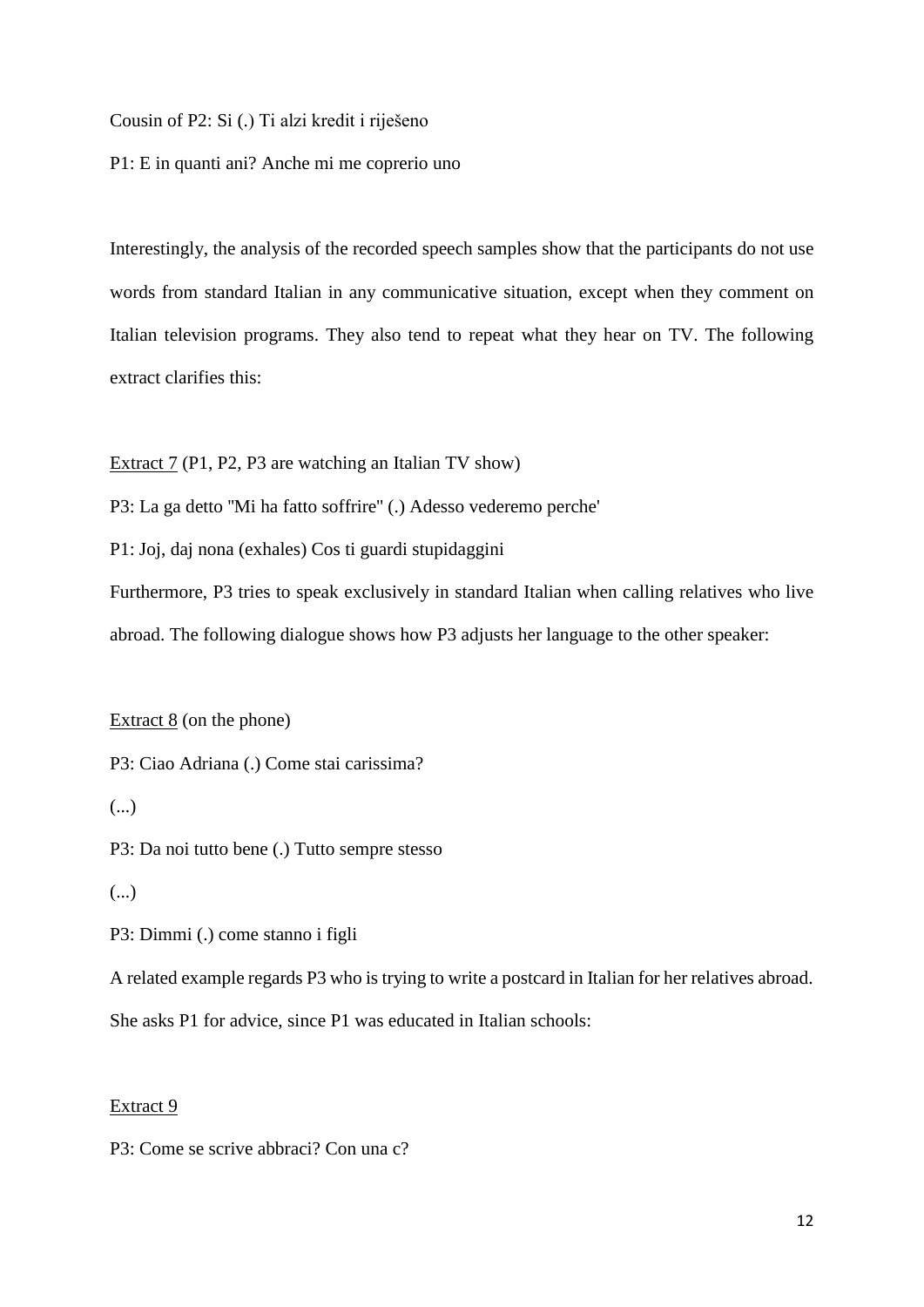Cousin of P2: Si (.) Ti alzi kredit i riješeno

P1: E in quanti ani? Anche mi me coprerio uno

Interestingly, the analysis of the recorded speech samples show that the participants do not use words from standard Italian in any communicative situation, except when they comment on Italian television programs. They also tend to repeat what they hear on TV. The following extract clarifies this:

<u>Extract 7</u> (P1, P2, P3 are watching an Italian TV show)

P3: La ga detto "Mi ha fatto soffrire" (.) Adesso vederemo perche'

P1: Joj, daj nona (exhales) Cos ti guardi stupidaggini

Furthermore, P3 tries to speak exclusively in standard Italian when calling relatives who live abroad. The following dialogue shows how P3 adjusts her language to the other speaker:

<u>Extract 8</u> (on the phone)

P3: Ciao Adriana (.) Come stai carissima?

(...)

P3: Da noi tutto bene (.) Tutto sempre stesso

(...)

P3: Dimmi (.) come stanno i figli

A related example regards P3 who is trying to write a postcard in Italian for her relatives abroad. She asks P1 for advice, since P1 was educated in Italian schools:

<u>Extract 9</u>

P3: Come se scrive abbraci? Con una c?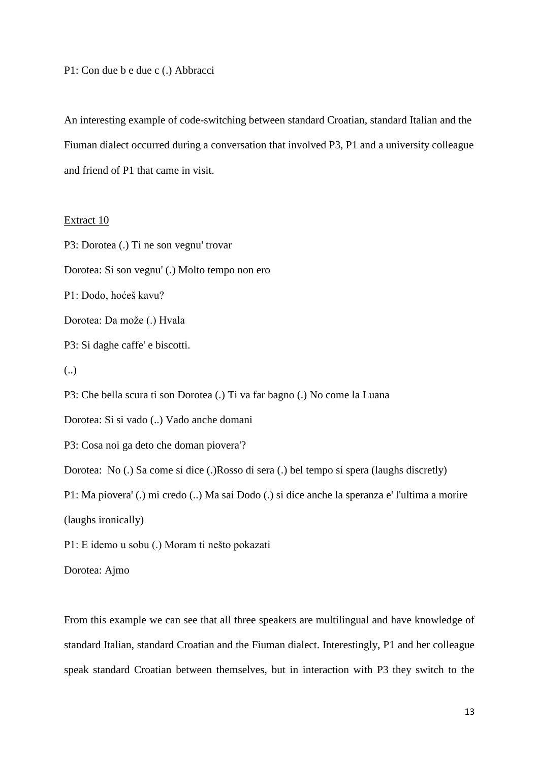P1: Con due b e due c (.) Abbracci

An interesting example of code-switching between standard Croatian, standard Italian and the Fiuman dialect occurred during a conversation that involved P3, P1 and a university colleague and friend of P1 that came in visit.

<u>Extract 10</u>

P3: Dorotea (.) Ti ne son vegnu' trovar

Dorotea: Si son vegnu' (.) Molto tempo non ero

P1: Dodo, hoćeš kavu?

Dorotea: Da može (.) Hvala

P3: Si daghe caffe' e biscotti.

(..)

P3: Che bella scura ti son Dorotea (.) Ti va far bagno (.) No come la Luana

Dorotea: Si si vado (..) Vado anche domani

P3: Cosa noi ga deto che doman piovera'?

Dorotea: No (.) Sa come si dice (.)Rosso di sera (.) bel tempo si spera (laughs discretly)

P1: Ma piovera' (.) mi credo (..) Ma sai Dodo (.) si dice anche la speranza e' l'ultima a morire (laughs ironically)

P1: E idemo u sobu (.) Moram ti nešto pokazati

Dorotea: Ajmo

From this example we can see that all three speakers are multilingual and have knowledge of standard Italian, standard Croatian and the Fiuman dialect. Interestingly, P1 and her colleague speak standard Croatian between themselves, but in interaction with P3 they switch to the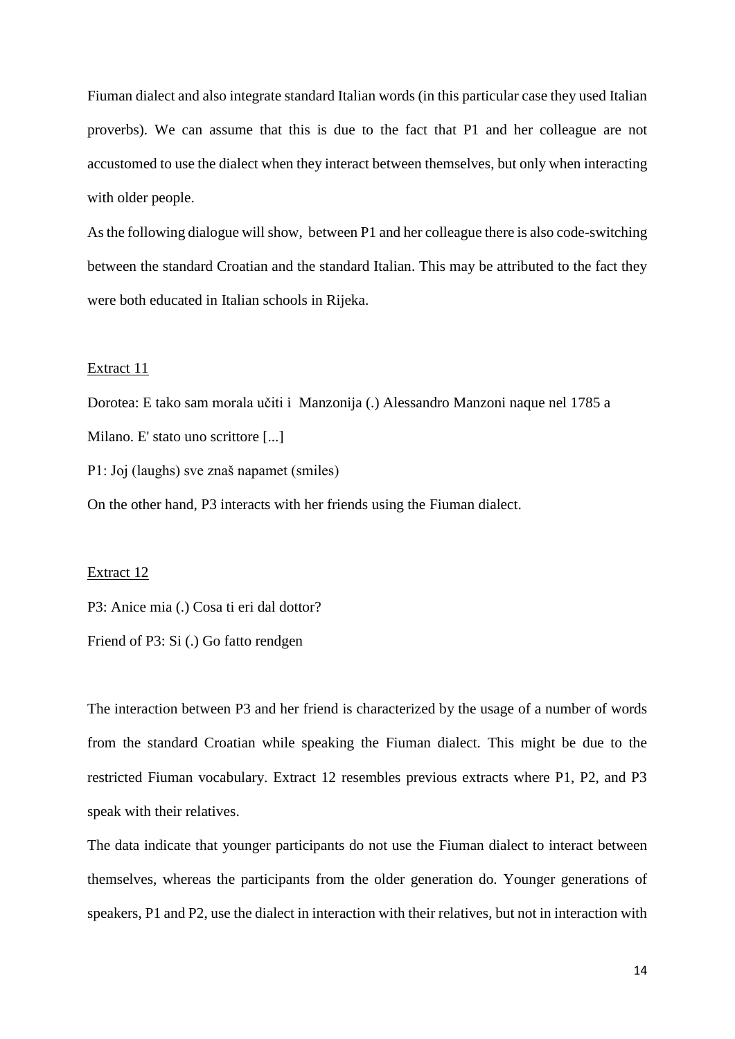Fiuman dialect and also integrate standard Italian words (in this particular case they used Italian proverbs). We can assume that this is due to the fact that P1 and her colleague are not accustomed to use the dialect when they interact between themselves, but only when interacting with older people.

As the following dialogue will show, between P1 and her colleague there is also code-switching between the standard Croatian and the standard Italian. This may be attributed to the fact they were both educated in Italian schools in Rijeka.

<u>Extract 11</u>

Dorotea: E tako sam morala učiti i Manzonija (.) Alessandro Manzoni naque nel 1785 a Milano. E' stato uno scrittore [...]

P1: Joj (laughs) sve znaš napamet (smiles)

On the other hand, P3 interacts with her friends using the Fiuman dialect.

<u>Extract 12</u>

P3: Anice mia (.) Cosa ti eri dal dottor?

Friend of P3: Si (.) Go fatto rendgen

The interaction between P3 and her friend is characterized by the usage of a number of words from the standard Croatian while speaking the Fiuman dialect. This might be due to the restricted Fiuman vocabulary. Extract 12 resembles previous extracts where P1, P2, and P3 speak with their relatives.

The data indicate that younger participants do not use the Fiuman dialect to interact between themselves, whereas the participants from the older generation do. Younger generations of speakers, P1 and P2, use the dialect in interaction with their relatives, but not in interaction with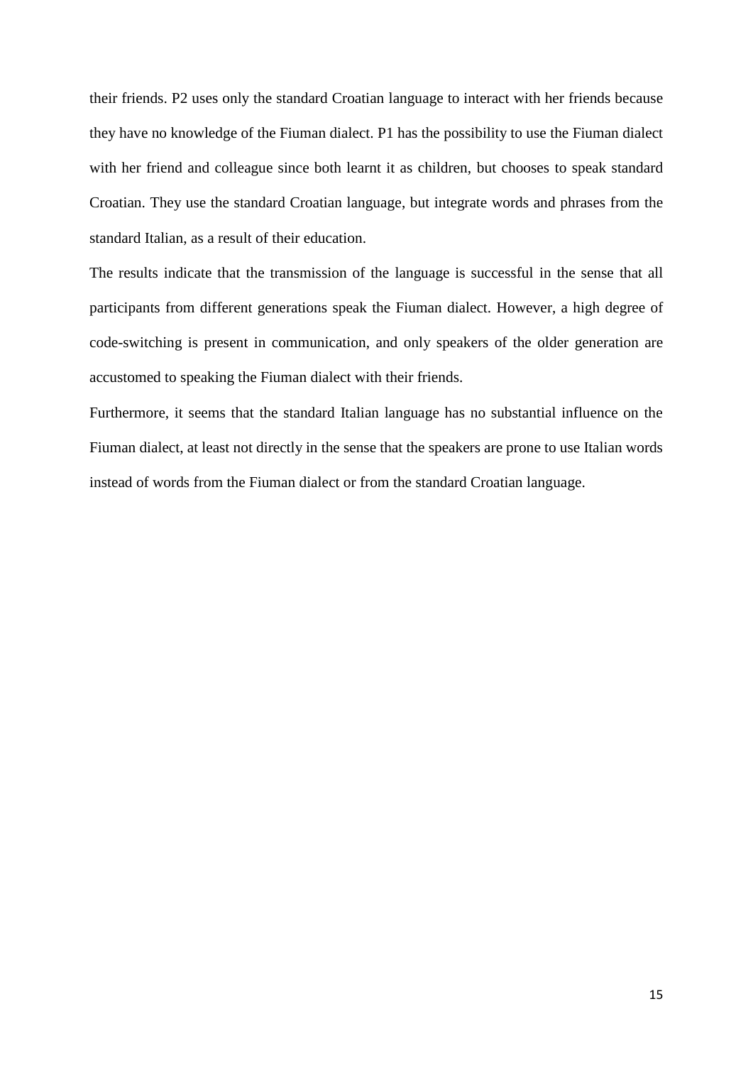their friends. P2 uses only the standard Croatian language to interact with her friends because they have no knowledge of the Fiuman dialect. P1 has the possibility to use the Fiuman dialect with her friend and colleague since both learnt it as children, but chooses to speak standard Croatian. They use the standard Croatian language, but integrate words and phrases from the standard Italian, as a result of their education.

The results indicate that the transmission of the language is successful in the sense that all participants from different generations speak the Fiuman dialect. However, a high degree of code-switching is present in communication, and only speakers of the older generation are accustomed to speaking the Fiuman dialect with their friends.

Furthermore, it seems that the standard Italian language has no substantial influence on the Fiuman dialect, at least not directly in the sense that the speakers are prone to use Italian words instead of words from the Fiuman dialect or from the standard Croatian language.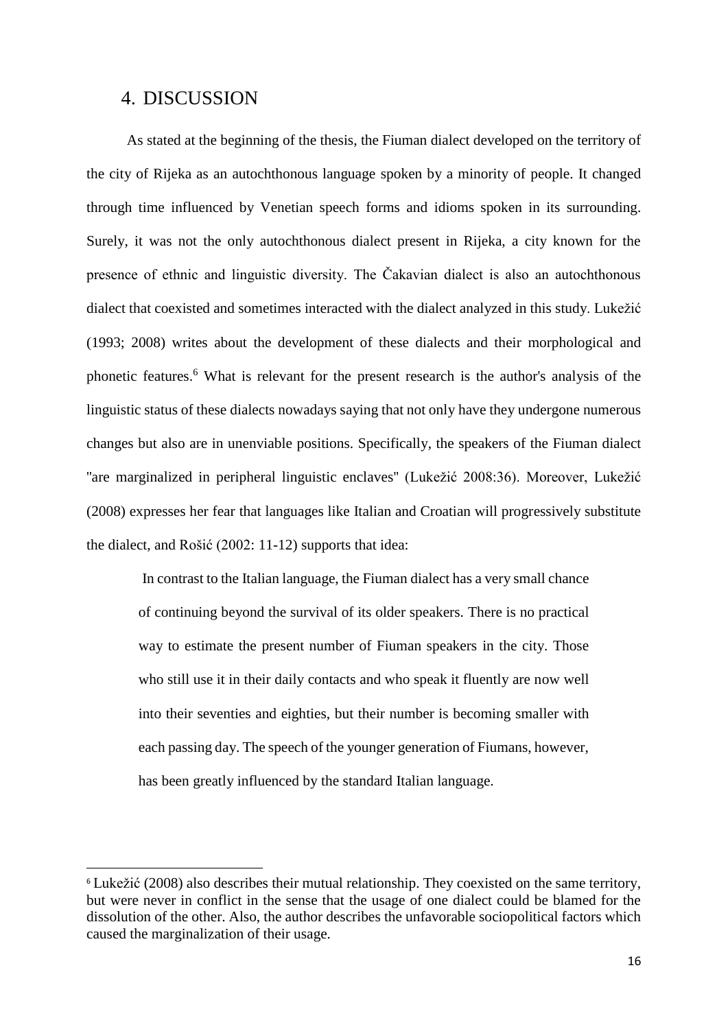# 4. DISCUSSION

As stated at the beginning of the thesis, the Fiuman dialect developed on the territory of the city of Rijeka as an autochthonous language spoken by a minority of people. It changed through time influenced by Venetian speech forms and idioms spoken in its surrounding. Surely, it was not the only autochthonous dialect present in Rijeka, a city known for the presence of ethnic and linguistic diversity. The Čakavian dialect is also an autochthonous dialect that coexisted and sometimes interacted with the dialect analyzed in this study. Lukežić (1993; 2008) writes about the development of these dialects and their morphological and phonetic features.[6] What is relevant for the present research is the author's analysis of the linguistic status of these dialects nowadays saying that not only have they undergone numerous changes but also are in unenviable positions. Specifically, the speakers of the Fiuman dialect "are marginalized in peripheral linguistic enclaves" (Lukežić 2008:36). Moreover, Lukežić (2008) expresses her fear that languages like Italian and Croatian will progressively substitute the dialect, and Rošić (2002: 11-12) supports that idea:

> In contrast to the Italian language, the Fiuman dialect has a very small chance of continuing beyond the survival of its older speakers. There is no practical way to estimate the present number of Fiuman speakers in the city. Those who still use it in their daily contacts and who speak it fluently are now well into their seventies and eighties, but their number is becoming smaller with each passing day. The speech of the younger generation of Fiumans, however, has been greatly influenced by the standard Italian language.

[6] Lukežić (2008) also describes their mutual relationship. They coexisted on the same territory, but were never in conflict in the sense that the usage of one dialect could be blamed for the dissolution of the other. Also, the author describes the unfavorable sociopolitical factors which caused the marginalization of their usage.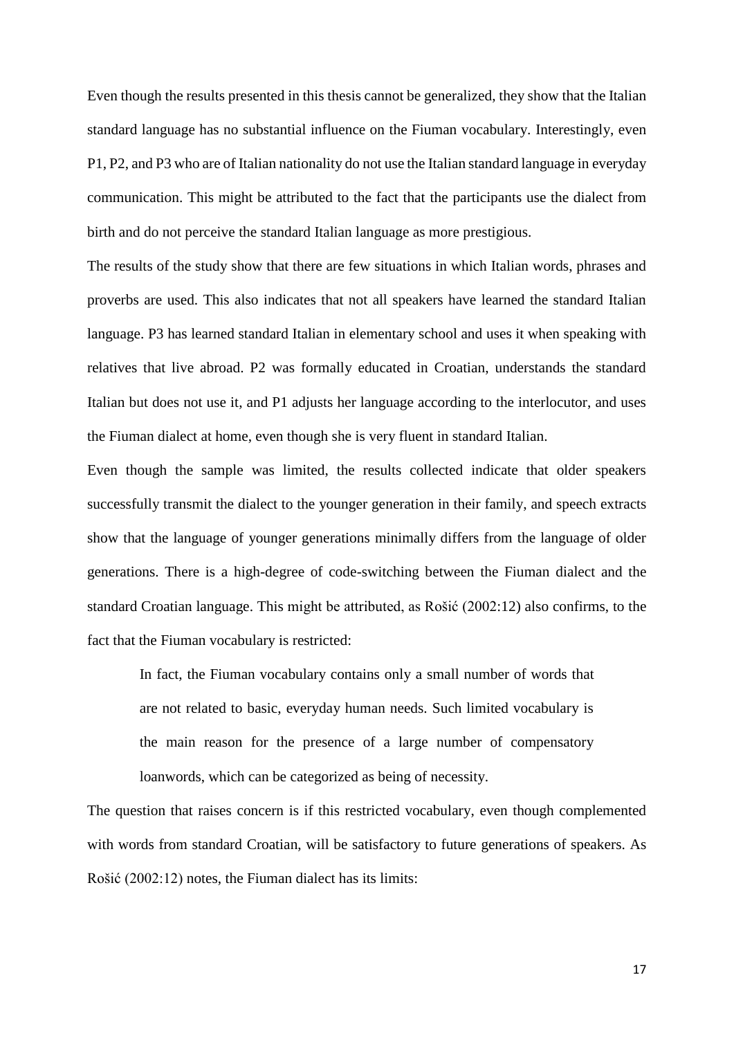Even though the results presented in this thesis cannot be generalized, they show that the Italian standard language has no substantial influence on the Fiuman vocabulary. Interestingly, even P1, P2, and P3 who are of Italian nationality do not use the Italian standard language in everyday communication. This might be attributed to the fact that the participants use the dialect from birth and do not perceive the standard Italian language as more prestigious.

The results of the study show that there are few situations in which Italian words, phrases and proverbs are used. This also indicates that not all speakers have learned the standard Italian language. P3 has learned standard Italian in elementary school and uses it when speaking with relatives that live abroad. P2 was formally educated in Croatian, understands the standard Italian but does not use it, and P1 adjusts her language according to the interlocutor, and uses the Fiuman dialect at home, even though she is very fluent in standard Italian.

Even though the sample was limited, the results collected indicate that older speakers successfully transmit the dialect to the younger generation in their family, and speech extracts show that the language of younger generations minimally differs from the language of older generations. There is a high-degree of code-switching between the Fiuman dialect and the standard Croatian language. This might be attributed, as Rošić (2002:12) also confirms, to the fact that the Fiuman vocabulary is restricted:

> In fact, the Fiuman vocabulary contains only a small number of words that are not related to basic, everyday human needs. Such limited vocabulary is the main reason for the presence of a large number of compensatory loanwords, which can be categorized as being of necessity.

The question that raises concern is if this restricted vocabulary, even though complemented with words from standard Croatian, will be satisfactory to future generations of speakers. As Rošić (2002:12) notes, the Fiuman dialect has its limits: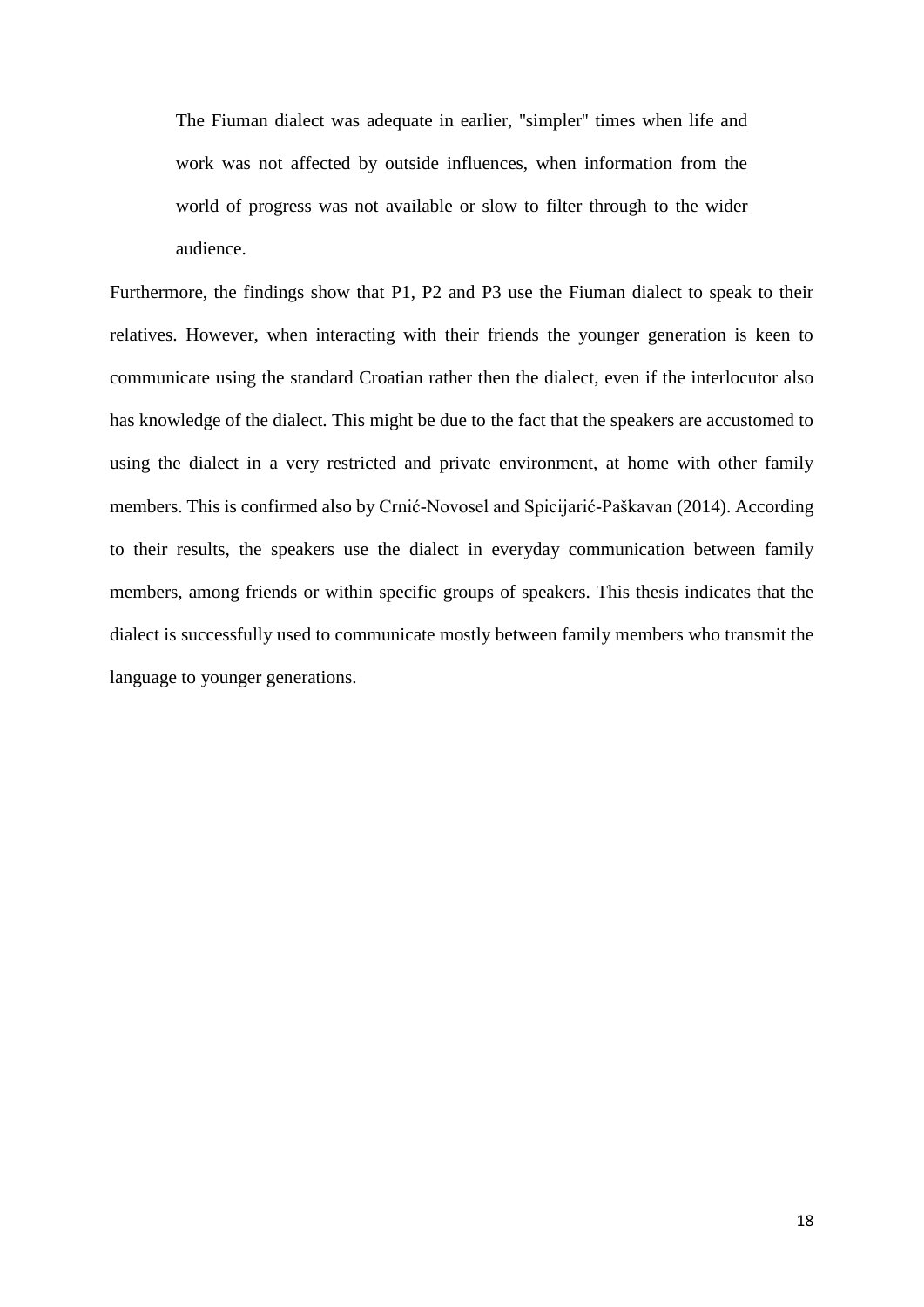> The Fiuman dialect was adequate in earlier, "simpler" times when life and work was not affected by outside influences, when information from the world of progress was not available or slow to filter through to the wider audience.

Furthermore, the findings show that P1, P2 and P3 use the Fiuman dialect to speak to their relatives. However, when interacting with their friends the younger generation is keen to communicate using the standard Croatian rather then the dialect, even if the interlocutor also has knowledge of the dialect. This might be due to the fact that the speakers are accustomed to using the dialect in a very restricted and private environment, at home with other family members. This is confirmed also by Crnić-Novosel and Spicijarić-Paškavan (2014). According to their results, the speakers use the dialect in everyday communication between family members, among friends or within specific groups of speakers. This thesis indicates that the dialect is successfully used to communicate mostly between family members who transmit the language to younger generations.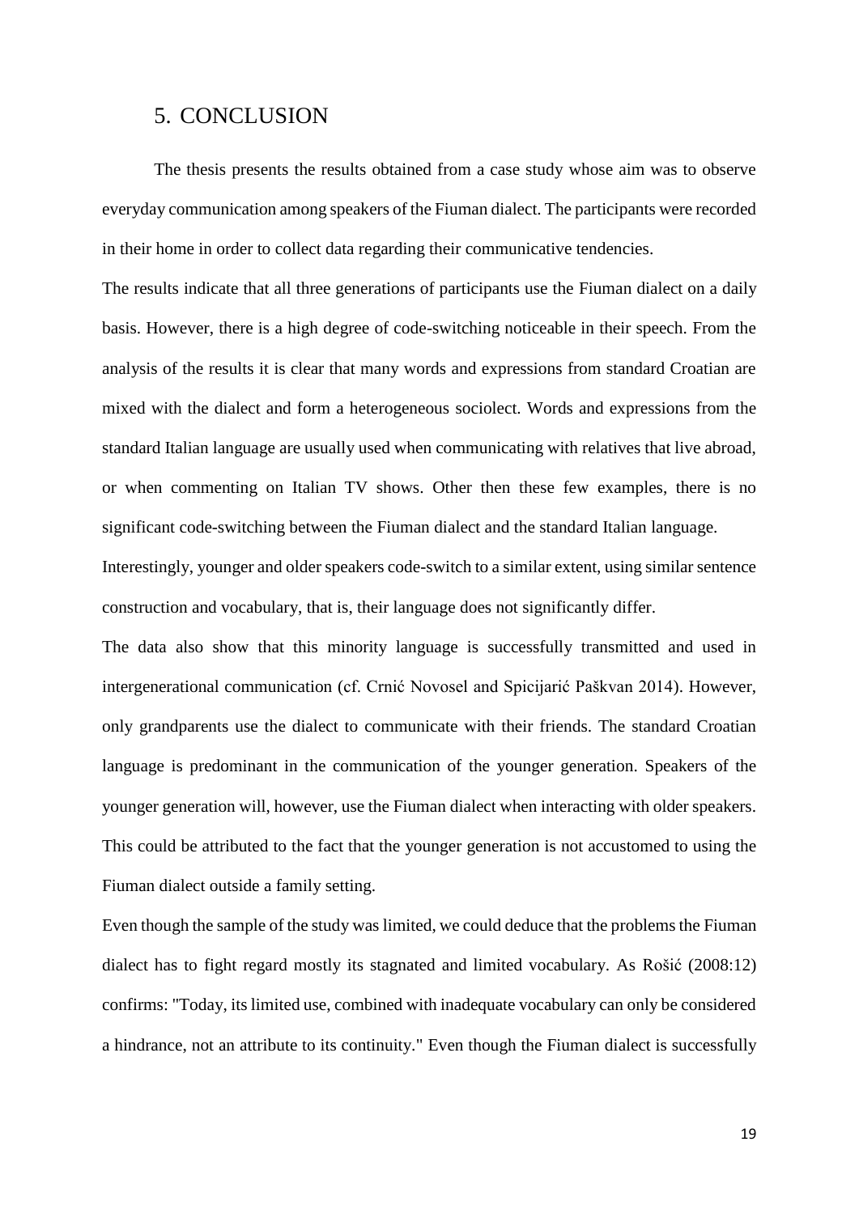# 5. CONCLUSION

The thesis presents the results obtained from a case study whose aim was to observe everyday communication among speakers of the Fiuman dialect. The participants were recorded in their home in order to collect data regarding their communicative tendencies.

The results indicate that all three generations of participants use the Fiuman dialect on a daily basis. However, there is a high degree of code-switching noticeable in their speech. From the analysis of the results it is clear that many words and expressions from standard Croatian are mixed with the dialect and form a heterogeneous sociolect. Words and expressions from the standard Italian language are usually used when communicating with relatives that live abroad, or when commenting on Italian TV shows. Other then these few examples, there is no significant code-switching between the Fiuman dialect and the standard Italian language.

Interestingly, younger and older speakers code-switch to a similar extent, using similar sentence construction and vocabulary, that is, their language does not significantly differ.

The data also show that this minority language is successfully transmitted and used in intergenerational communication (cf. Crnić Novosel and Spicijarić Paškvan 2014). However, only grandparents use the dialect to communicate with their friends. The standard Croatian language is predominant in the communication of the younger generation. Speakers of the younger generation will, however, use the Fiuman dialect when interacting with older speakers. This could be attributed to the fact that the younger generation is not accustomed to using the Fiuman dialect outside a family setting.

Even though the sample of the study was limited, we could deduce that the problems the Fiuman dialect has to fight regard mostly its stagnated and limited vocabulary. As Rošić (2008:12) confirms: "Today, its limited use, combined with inadequate vocabulary can only be considered a hindrance, not an attribute to its continuity." Even though the Fiuman dialect is successfully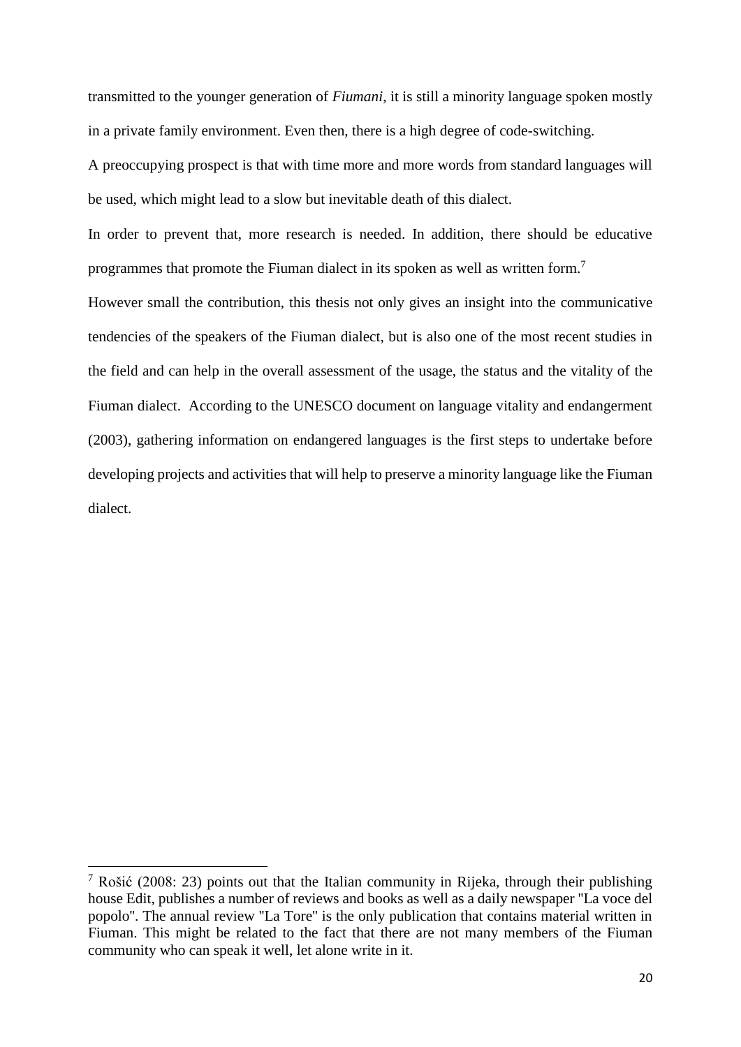transmitted to the younger generation of *Fiumani*, it is still a minority language spoken mostly in a private family environment. Even then, there is a high degree of code-switching.

A preoccupying prospect is that with time more and more words from standard languages will be used, which might lead to a slow but inevitable death of this dialect.

In order to prevent that, more research is needed. In addition, there should be educative programmes that promote the Fiuman dialect in its spoken as well as written form.[7]

However small the contribution, this thesis not only gives an insight into the communicative tendencies of the speakers of the Fiuman dialect, but is also one of the most recent studies in the field and can help in the overall assessment of the usage, the status and the vitality of the Fiuman dialect. According to the UNESCO document on language vitality and endangerment (2003), gathering information on endangered languages is the first steps to undertake before developing projects and activities that will help to preserve a minority language like the Fiuman dialect.

---

[7] Rošić (2008: 23) points out that the Italian community in Rijeka, through their publishing house Edit, publishes a number of reviews and books as well as a daily newspaper "La voce del popolo". The annual review "La Tore" is the only publication that contains material written in Fiuman. This might be related to the fact that there are not many members of the Fiuman community who can speak it well, let alone write in it.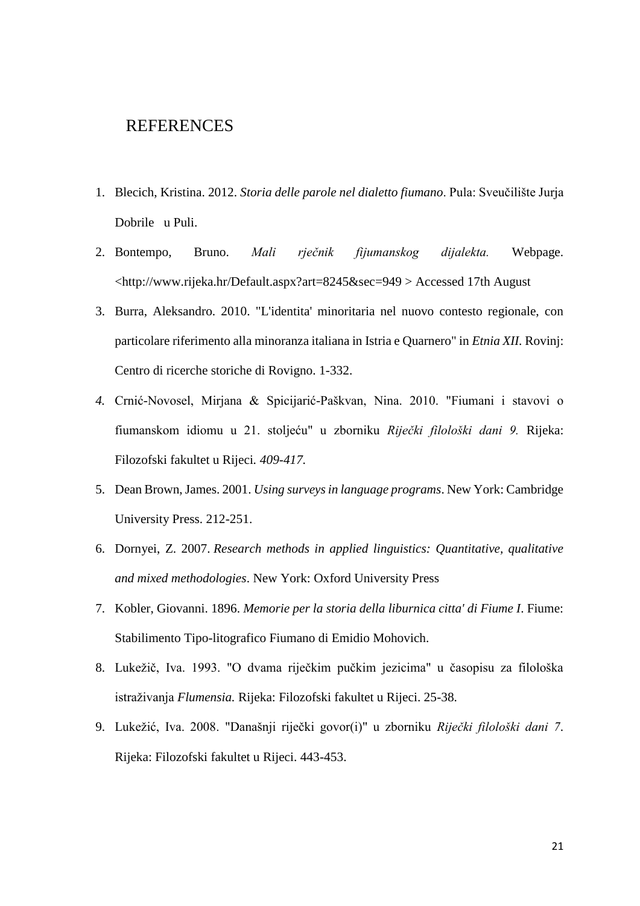# REFERENCES

1. Blecich, Kristina. 2012. *Storia delle parole nel dialetto fiumano*. Pula: Sveučilište Jurja Dobrile u Puli.
2. Bontempo, Bruno. *Mali rječnik fijumanskog dijalekta.* Webpage. <http://www.rijeka.hr/Default.aspx?art=8245&sec=949 > Accessed 17th August
3. Burra, Aleksandro. 2010. "L'identita' minoritaria nel nuovo contesto regionale, con particolare riferimento alla minoranza italiana in Istria e Quarnero" in *Etnia XII*. Rovinj: Centro di ricerche storiche di Rovigno. 1-332.
4. Crnić-Novosel, Mirjana & Spicijarić-Paškvan, Nina. 2010. "Fiumani i stavovi o fiumanskom idiomu u 21. stoljeću" u zborniku *Riječki filološki dani 9.* Rijeka: Filozofski fakultet u Rijeci. *409-417.*
5. Dean Brown, James. 2001. *Using surveys in language programs*. New York: Cambridge University Press. 212-251.
6. Dornyei, Z. 2007. *Research methods in applied linguistics: Quantitative, qualitative and mixed methodologies*. New York: Oxford University Press
7. Kobler, Giovanni. 1896. *Memorie per la storia della liburnica citta' di Fiume I*. Fiume: Stabilimento Tipo-litografico Fiumano di Emidio Mohovich.
8. Lukežič, Iva. 1993. "O dvama riječkim pučkim jezicima" u časopisu za filološka istraživanja *Flumensia.* Rijeka: Filozofski fakultet u Rijeci. 25-38.
9. Lukežić, Iva. 2008. "Današnji riječki govor(i)" u zborniku *Riječki filološki dani 7*. Rijeka: Filozofski fakultet u Rijeci. 443-453.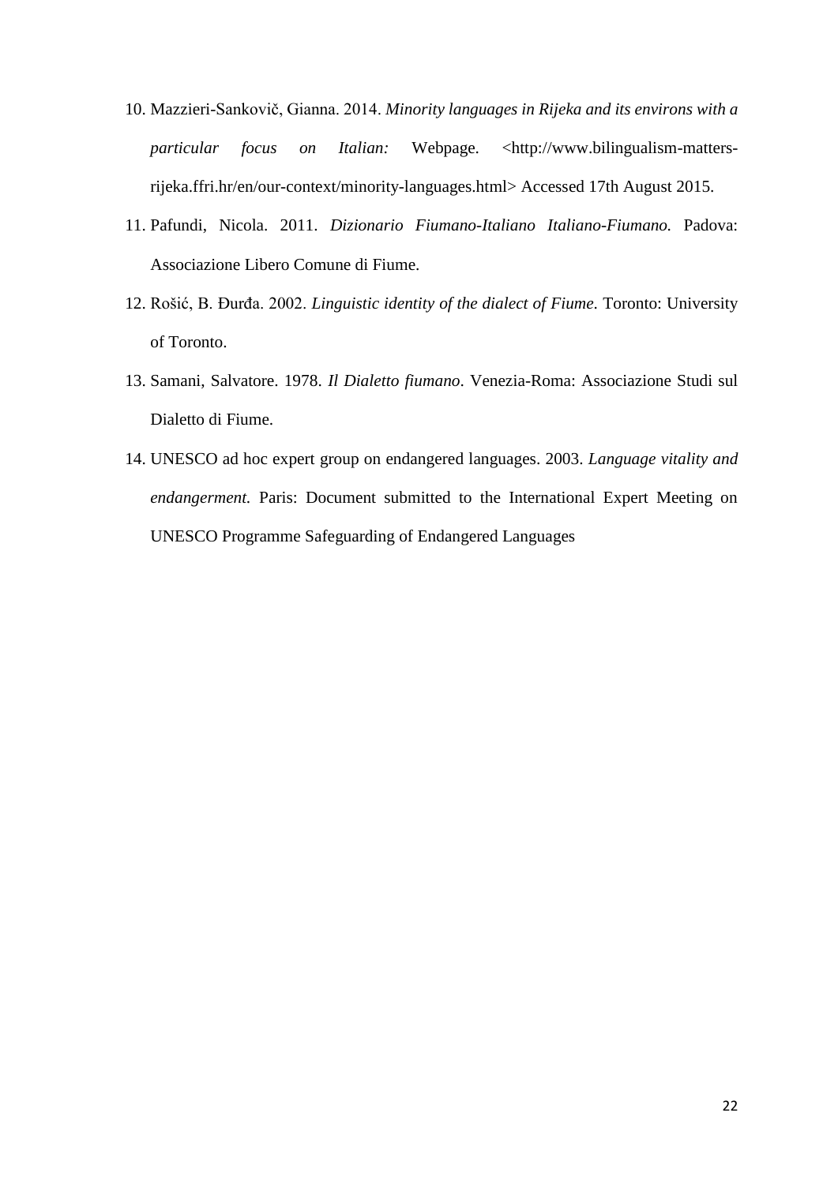10. Mazzieri-Sankovič, Gianna. 2014. *Minority languages in Rijeka and its environs with a particular focus on Italian:* Webpage. <http://www.bilingualism-matters-rijeka.ffri.hr/en/our-context/minority-languages.html> Accessed 17th August 2015.
11. Pafundi, Nicola. 2011. *Dizionario Fiumano-Italiano Italiano-Fiumano.* Padova: Associazione Libero Comune di Fiume.
12. Rošić, B. Đurđa. 2002. *Linguistic identity of the dialect of Fiume.* Toronto: University of Toronto.
13. Samani, Salvatore. 1978. *Il Dialetto fiumano*. Venezia-Roma: Associazione Studi sul Dialetto di Fiume.
14. UNESCO ad hoc expert group on endangered languages. 2003. *Language vitality and endangerment.* Paris: Document submitted to the International Expert Meeting on UNESCO Programme Safeguarding of Endangered Languages